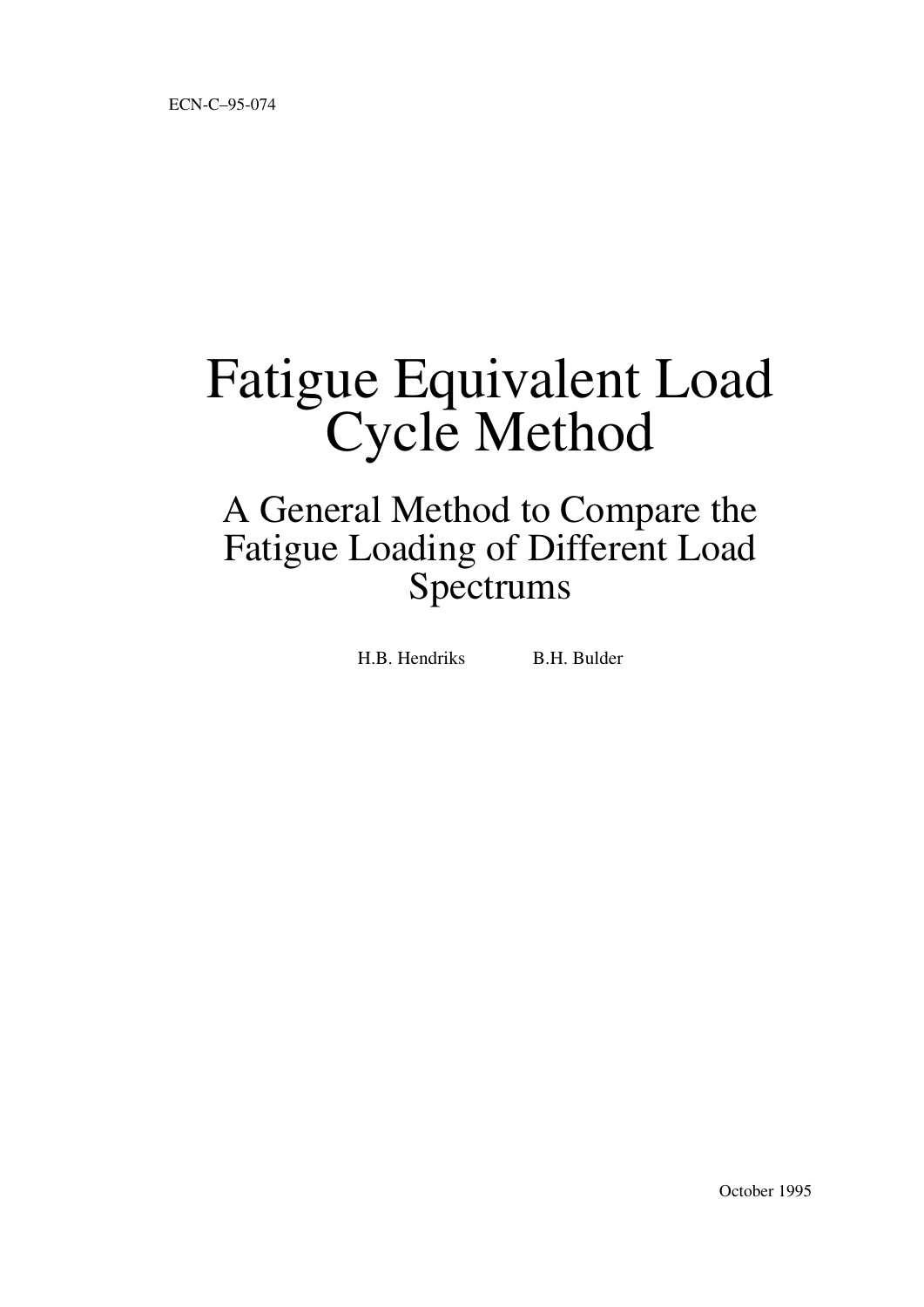ECN-C–95-074

# Fatigue Equivalent Load Cycle Method

## A General Method to Compare the Fatigue Loading of Different Load Spectrums

H.B. Hendriks B.H. Bulder

October 1995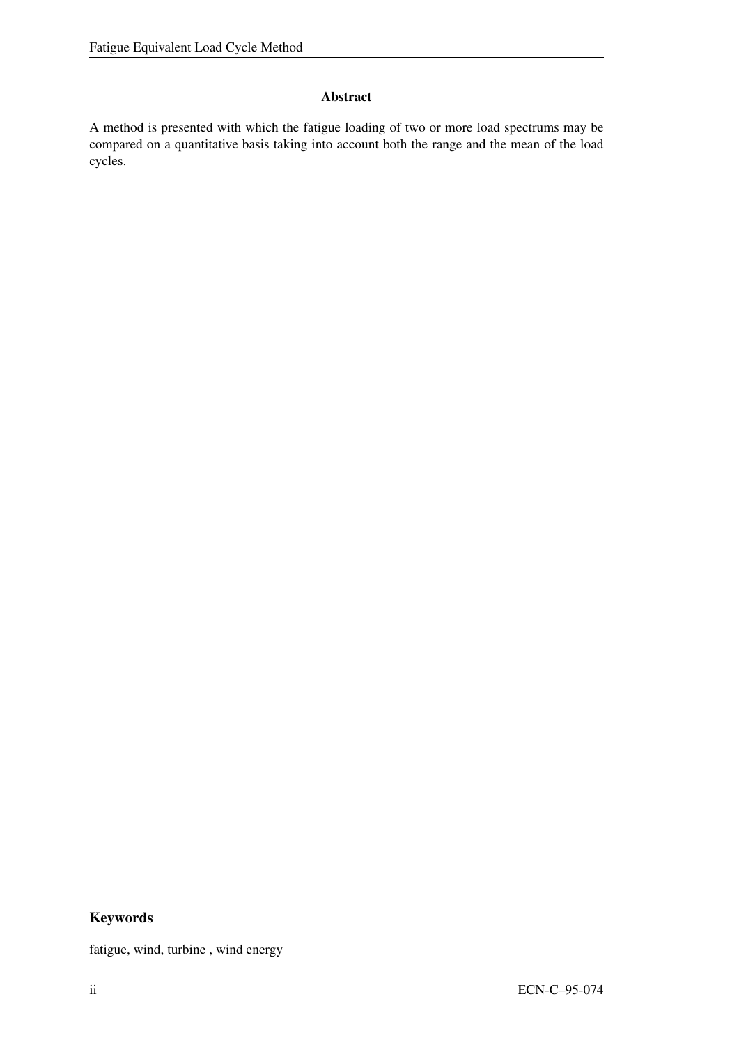## Abstract

A method is presented with which the fatigue loading of two or more load spectrums may be compared on a quantitative basis taking into account both the range and the mean of the load cycles.

## Keywords

fatigue, wind, turbine , wind energy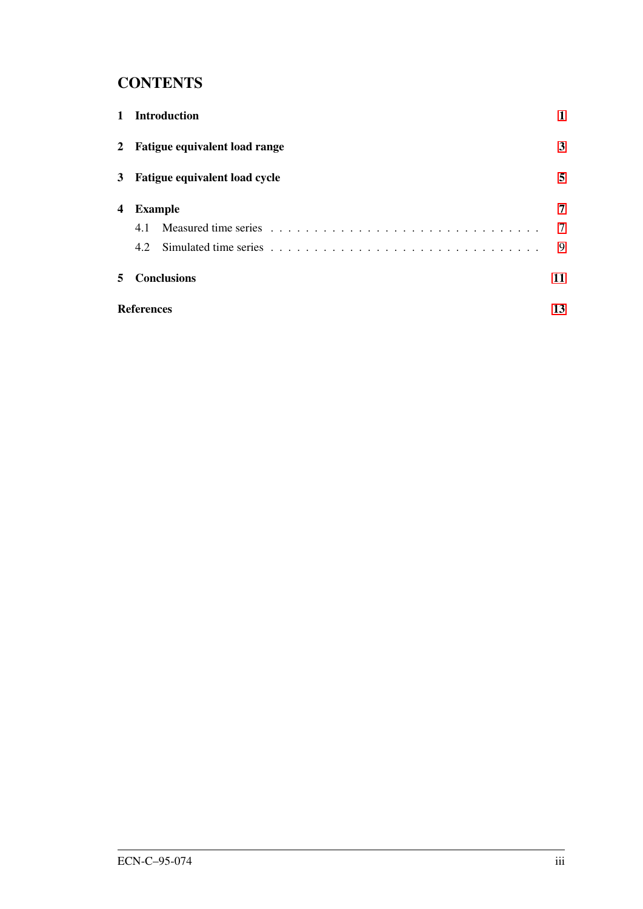# CONTENTS

**1 Introduction** 1

**2 Fatigue equivalent load range** 3

**3 Fatigue equivalent load cycle** 5

**4 Example** 7

4.1 Measured time series . . . . . . . . . . . . . . . . . . . . . . . . . . . . . 7

4.2 Simulated time series . . . . . . . . . . . . . . . . . . . . . . . . . . . . . 9

**5 Conclusions** 11

**References** 13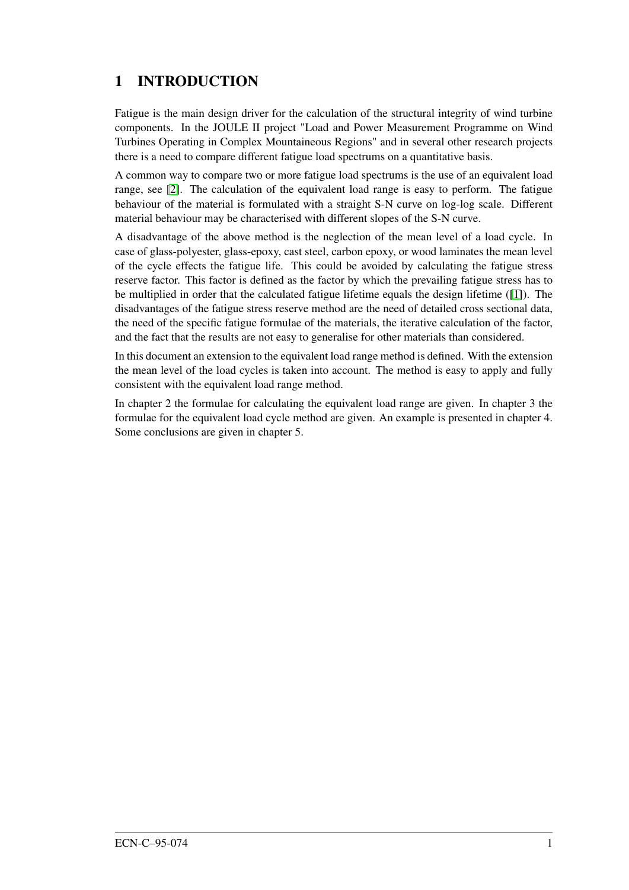# 1 INTRODUCTION

Fatigue is the main design driver for the calculation of the structural integrity of wind turbine components. In the JOULE II project "Load and Power Measurement Programme on Wind Turbines Operating in Complex Mountaineous Regions" and in several other research projects there is a need to compare different fatigue load spectrums on a quantitative basis.

A common way to compare two or more fatigue load spectrums is the use of an equivalent load range, see [2]. The calculation of the equivalent load range is easy to perform. The fatigue behaviour of the material is formulated with a straight S-N curve on log-log scale. Different material behaviour may be characterised with different slopes of the S-N curve.

A disadvantage of the above method is the neglection of the mean level of a load cycle. In case of glass-polyester, glass-epoxy, cast steel, carbon epoxy, or wood laminates the mean level of the cycle effects the fatigue life. This could be avoided by calculating the fatigue stress reserve factor. This factor is defined as the factor by which the prevailing fatigue stress has to be multiplied in order that the calculated fatigue lifetime equals the design lifetime ([1]). The disadvantages of the fatigue stress reserve method are the need of detailed cross sectional data, the need of the specific fatigue formulae of the materials, the iterative calculation of the factor, and the fact that the results are not easy to generalise for other materials than considered.

In this document an extension to the equivalent load range method is defined. With the extension the mean level of the load cycles is taken into account. The method is easy to apply and fully consistent with the equivalent load range method.

In chapter 2 the formulae for calculating the equivalent load range are given. In chapter 3 the formulae for the equivalent load cycle method are given. An example is presented in chapter 4. Some conclusions are given in chapter 5.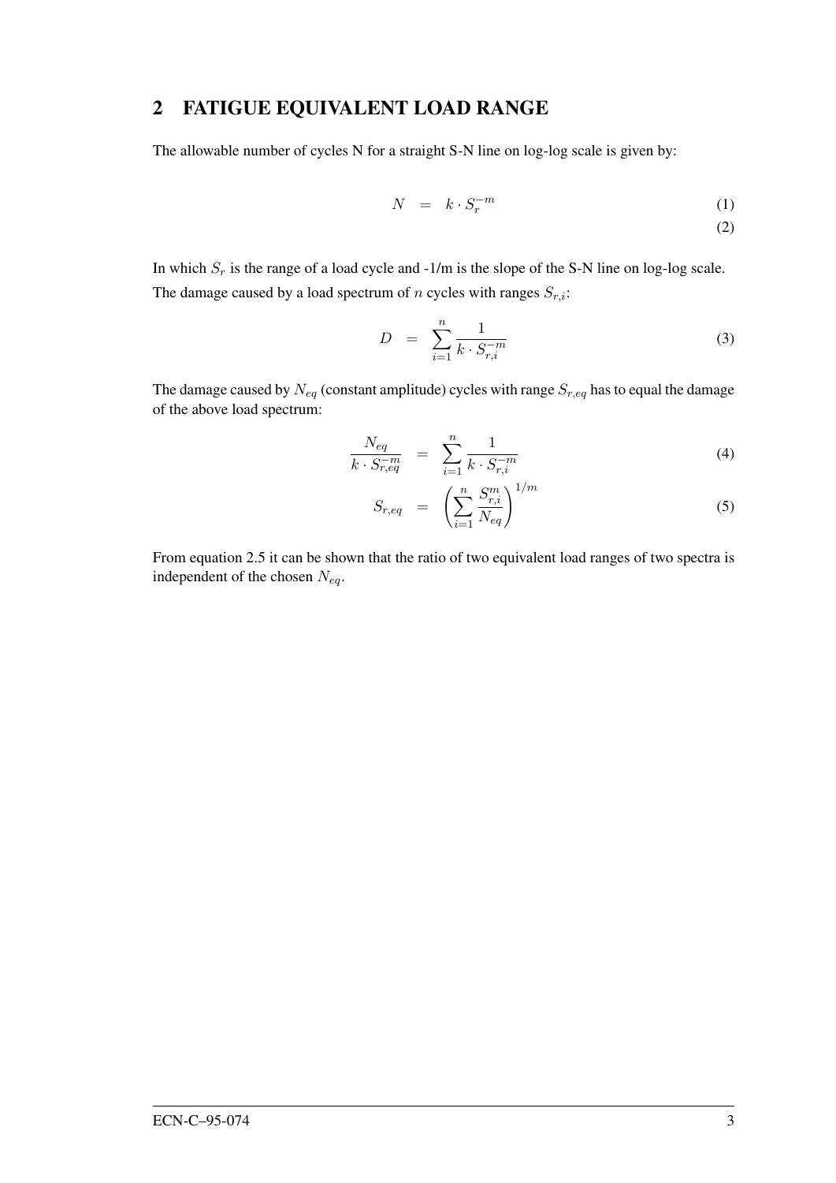## 2 FATIGUE EQUIVALENT LOAD RANGE

The allowable number of cycles N for a straight S-N line on log-log scale is given by:

$$N = k \cdot S_r^{-m} \tag{1}$$

$$\tag{2}$$

In which $S_r$ is the range of a load cycle and -1/m is the slope of the S-N line on log-log scale. The damage caused by a load spectrum of $n$ cycles with ranges $S_{r,i}$:

$$D = \sum_{i=1}^{n} \frac{1}{k \cdot S_{r,i}^{-m}} \tag{3}$$

The damage caused by $N_{eq}$ (constant amplitude) cycles with range $S_{r,eq}$ has to equal the damage of the above load spectrum:

$$\frac{N_{eq}}{k \cdot S_{r,eq}^{-m}} = \sum_{i=1}^{n} \frac{1}{k \cdot S_{r,i}^{-m}} \tag{4}$$

$$S_{r,eq} = \left( \sum_{i=1}^{n} \frac{S_{r,i}^{m}}{N_{eq}} \right)^{1/m} \tag{5}$$

From equation 2.5 it can be shown that the ratio of two equivalent load ranges of two spectra is independent of the chosen $N_{eq}$.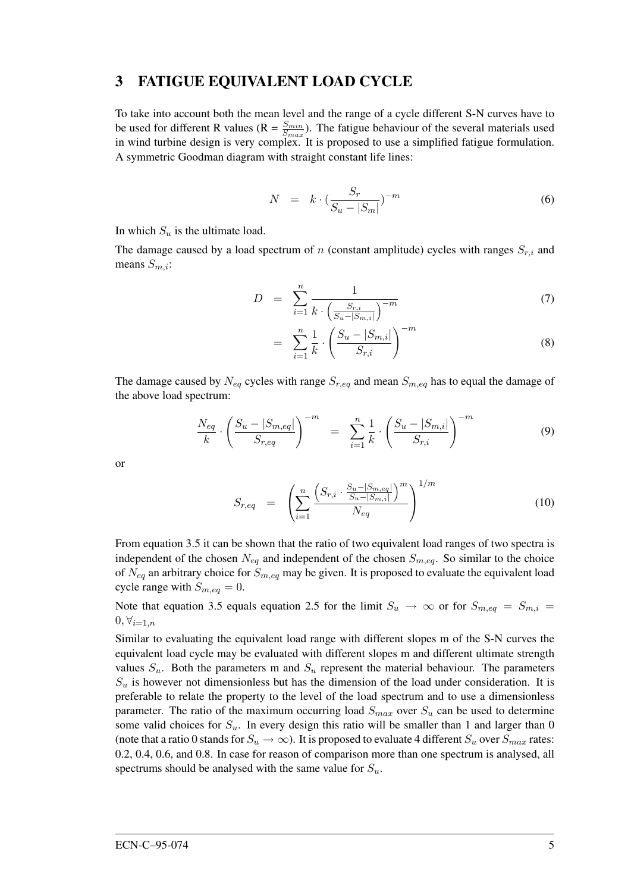## 3 FATIGUE EQUIVALENT LOAD CYCLE

To take into account both the mean level and the range of a cycle different S-N curves have to be used for different R values (R = $\frac{S_{min}}{S_{max}}$). The fatigue behaviour of the several materials used in wind turbine design is very complex. It is proposed to use a simplified fatigue formulation. A symmetric Goodman diagram with straight constant life lines:

$$N = k \cdot (\frac{S_r}{S_u - |S_m|})^{-m} \tag{6}$$

In which $S_u$ is the ultimate load.

The damage caused by a load spectrum of $n$ (constant amplitude) cycles with ranges $S_{r,i}$ and means $S_{m,i}$:

$$D = \sum_{i=1}^{n} \frac{1}{k \cdot \left(\frac{S_{r,i}}{S_u - |S_{m,i}|}\right)^{-m}} \tag{7}$$

$$= \sum_{i=1}^{n} \frac{1}{k} \cdot \left(\frac{S_u - |S_{m,i}|}{S_{r,i}}\right)^{-m} \tag{8}$$

The damage caused by $N_{eq}$ cycles with range $S_{r,eq}$ and mean $S_{m,eq}$ has to equal the damage of the above load spectrum:

$$\frac{N_{eq}}{k} \cdot \left(\frac{S_u - |S_{m,eq}|}{S_{r,eq}}\right)^{-m} = \sum_{i=1}^{n} \frac{1}{k} \cdot \left(\frac{S_u - |S_{m,i}|}{S_{r,i}}\right)^{-m} \tag{9}$$

or

$$S_{r,eq} = \left(\sum_{i=1}^{n} \frac{\left(S_{r,i} \cdot \frac{S_u - |S_{m,eq}|}{S_u - |S_{m,i}|}\right)^m}{N_{eq}}\right)^{1/m} \tag{10}$$

From equation 3.5 it can be shown that the ratio of two equivalent load ranges of two spectra is independent of the chosen $N_{eq}$ and independent of the chosen $S_{m,eq}$. So similar to the choice of $N_{eq}$ an arbitrary choice for $S_{m,eq}$ may be given. It is proposed to evaluate the equivalent load cycle range with $S_{m,eq} = 0$.

Note that equation 3.5 equals equation 2.5 for the limit $S_u \rightarrow \infty$ or for $S_{m,eq} = S_{m,i} = 0, \forall_{i=1,n}$

Similar to evaluating the equivalent load range with different slopes m of the S-N curves the equivalent load cycle may be evaluated with different slopes m and different ultimate strength values $S_u$. Both the parameters m and $S_u$ represent the material behaviour. The parameters $S_u$ is however not dimensionless but has the dimension of the load under consideration. It is preferable to relate the property to the level of the load spectrum and to use a dimensionless parameter. The ratio of the maximum occurring load $S_{max}$ over $S_u$ can be used to determine some valid choices for $S_u$. In every design this ratio will be smaller than 1 and larger than 0 (note that a ratio 0 stands for $S_u \rightarrow \infty$). It is proposed to evaluate 4 different $S_u$ over $S_{max}$ rates: 0.2, 0.4, 0.6, and 0.8. In case for reason of comparison more than one spectrum is analysed, all spectrums should be analysed with the same value for $S_u$.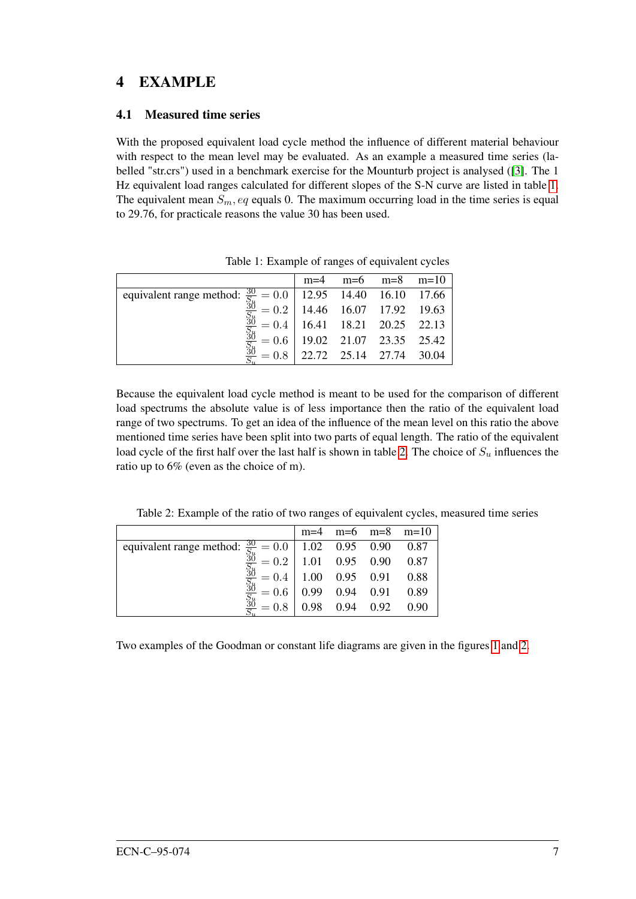# 4 EXAMPLE

## 4.1 Measured time series

With the proposed equivalent load cycle method the influence of different material behaviour with respect to the mean level may be evaluated. As an example a measured time series (labelled "str.crs") used in a benchmark exercise for the Mounturb project is analysed ([3]. The 1 Hz equivalent load ranges calculated for different slopes of the S-N curve are listed in table 1. The equivalent mean $S_m, eq$ equals 0. The maximum occurring load in the time series is equal to 29.76, for practicale reasons the value 30 has been used.

Table 1: Example of ranges of equivalent cycles

| | m=4 | m=6 | m=8 | m=10 |
|---|---|---|---|---|
| equivalent range method: $\frac{30}{S_u} = 0.0$ | 12.95 | 14.40 | 16.10 | 17.66 |
| $\frac{30}{S_u} = 0.2$ | 14.46 | 16.07 | 17.92 | 19.63 |
| $\frac{30}{S_u} = 0.4$ | 16.41 | 18.21 | 20.25 | 22.13 |
| $\frac{30}{S_u} = 0.6$ | 19.02 | 21.07 | 23.35 | 25.42 |
| $\frac{30}{S_u} = 0.8$ | 22.72 | 25.14 | 27.74 | 30.04 |

Because the equivalent load cycle method is meant to be used for the comparison of different load spectrums the absolute value is of less importance then the ratio of the equivalent load range of two spectrums. To get an idea of the influence of the mean level on this ratio the above mentioned time series have been split into two parts of equal length. The ratio of the equivalent load cycle of the first half over the last half is shown in table 2. The choice of $S_u$ influences the ratio up to 6% (even as the choice of m).

Table 2: Example of the ratio of two ranges of equivalent cycles, measured time series

| | m=4 | m=6 | m=8 | m=10 |
|---|---|---|---|---|
| equivalent range method: $\frac{30}{S_u} = 0.0$ | 1.02 | 0.95 | 0.90 | 0.87 |
| $\frac{30}{S_u} = 0.2$ | 1.01 | 0.95 | 0.90 | 0.87 |
| $\frac{30}{S_u} = 0.4$ | 1.00 | 0.95 | 0.91 | 0.88 |
| $\frac{30}{S_u} = 0.6$ | 0.99 | 0.94 | 0.91 | 0.89 |
| $\frac{30}{S_u} = 0.8$ | 0.98 | 0.94 | 0.92 | 0.90 |

Two examples of the Goodman or constant life diagrams are given in the figures 1 and 2.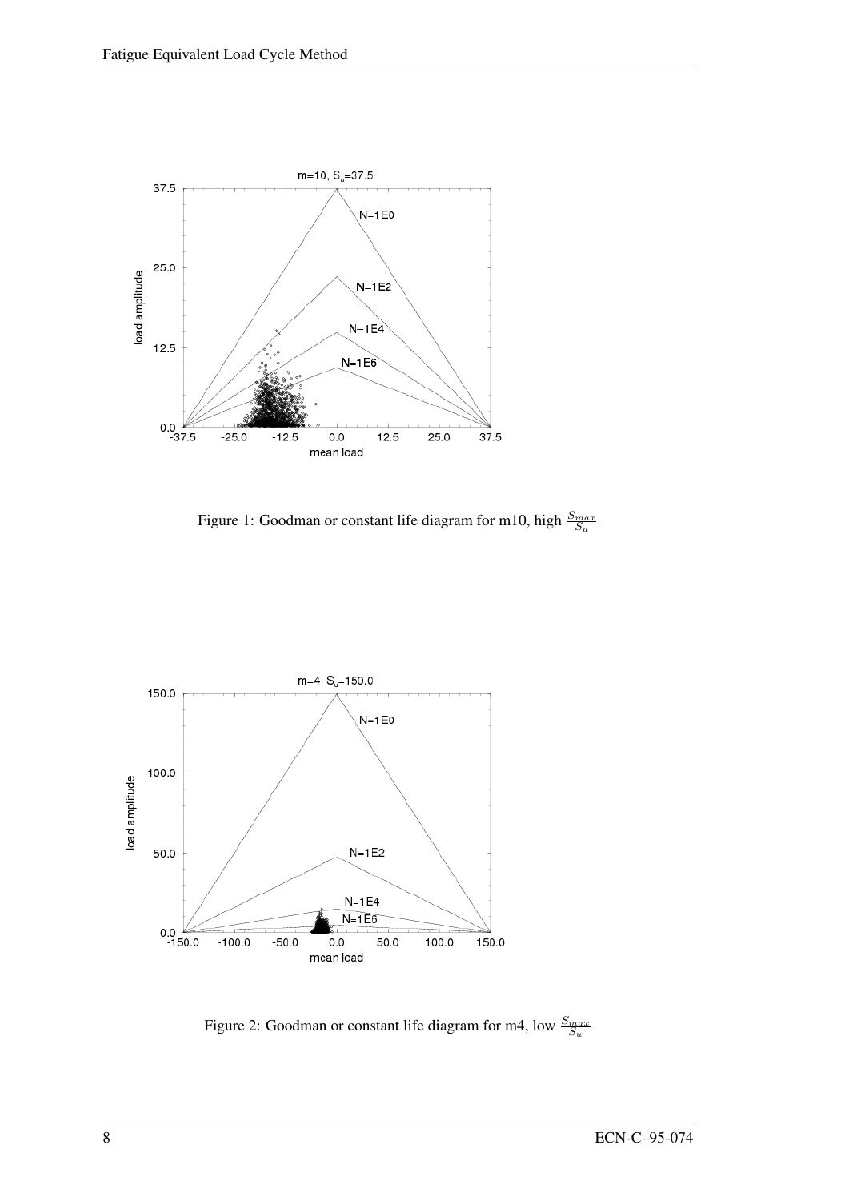Figure 1: Goodman or constant life diagram for m10, high $\frac{S_{max}}{S_u}$

Figure 2: Goodman or constant life diagram for m4, low $\frac{S_{max}}{S_u}$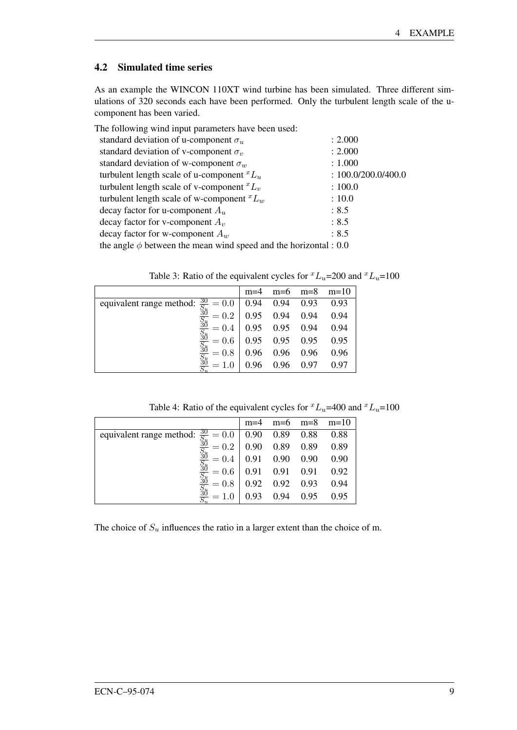## 4.2 Simulated time series

As an example the WINCON 110XT wind turbine has been simulated. Three different simulations of 320 seconds each have been performed. Only the turbulent length scale of the u-component has been varied.

The following wind input parameters have been used:

| | |
|---|---|
| standard deviation of u-component $\sigma_u$ | : 2.000 |
| standard deviation of v-component $\sigma_v$ | : 2.000 |
| standard deviation of w-component $\sigma_w$ | : 1.000 |
| turbulent length scale of u-component ${}^xL_u$ | : 100.0/200.0/400.0 |
| turbulent length scale of v-component ${}^xL_v$ | : 100.0 |
| turbulent length scale of w-component ${}^xL_w$ | : 10.0 |
| decay factor for u-component $A_u$ | : 8.5 |
| decay factor for v-component $A_v$ | : 8.5 |
| decay factor for w-component $A_w$ | : 8.5 |
| the angle $\phi$ between the mean wind speed and the horizontal | : 0.0 |

Table 3: Ratio of the equivalent cycles for ${}^xL_u$=200 and ${}^xL_u$=100

| | m=4 | m=6 | m=8 | m=10 |
|---|---|---|---|---|
| equivalent range method: $\frac{S0}{S_u} = 0.0$ | 0.94 | 0.94 | 0.93 | 0.93 |
| $\frac{S0}{S_u} = 0.2$ | 0.95 | 0.94 | 0.94 | 0.94 |
| $\frac{S0}{S_u} = 0.4$ | 0.95 | 0.95 | 0.94 | 0.94 |
| $\frac{S0}{S_u} = 0.6$ | 0.95 | 0.95 | 0.95 | 0.95 |
| $\frac{S0}{S_u} = 0.8$ | 0.96 | 0.96 | 0.96 | 0.96 |
| $\frac{S0}{S_u} = 1.0$ | 0.96 | 0.96 | 0.97 | 0.97 |

Table 4: Ratio of the equivalent cycles for ${}^xL_u$=400 and ${}^xL_u$=100

| | m=4 | m=6 | m=8 | m=10 |
|---|---|---|---|---|
| equivalent range method: $\frac{S0}{S_u} = 0.0$ | 0.90 | 0.89 | 0.88 | 0.88 |
| $\frac{S0}{S_u} = 0.2$ | 0.90 | 0.89 | 0.89 | 0.89 |
| $\frac{S0}{S_u} = 0.4$ | 0.91 | 0.90 | 0.90 | 0.90 |
| $\frac{S0}{S_u} = 0.6$ | 0.91 | 0.91 | 0.91 | 0.92 |
| $\frac{S0}{S_u} = 0.8$ | 0.92 | 0.92 | 0.93 | 0.94 |
| $\frac{S0}{S_u} = 1.0$ | 0.93 | 0.94 | 0.95 | 0.95 |

The choice of $S_u$ influences the ratio in a larger extent than the choice of m.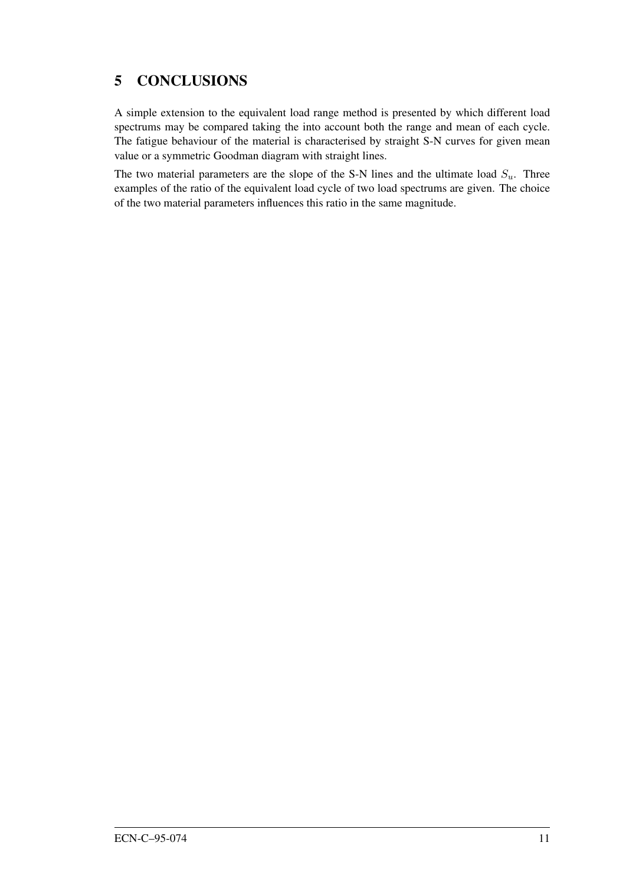# 5 CONCLUSIONS

A simple extension to the equivalent load range method is presented by which different load spectrums may be compared taking the into account both the range and mean of each cycle. The fatigue behaviour of the material is characterised by straight S-N curves for given mean value or a symmetric Goodman diagram with straight lines.

The two material parameters are the slope of the S-N lines and the ultimate load $S_u$. Three examples of the ratio of the equivalent load cycle of two load spectrums are given. The choice of the two material parameters influences this ratio in the same magnitude.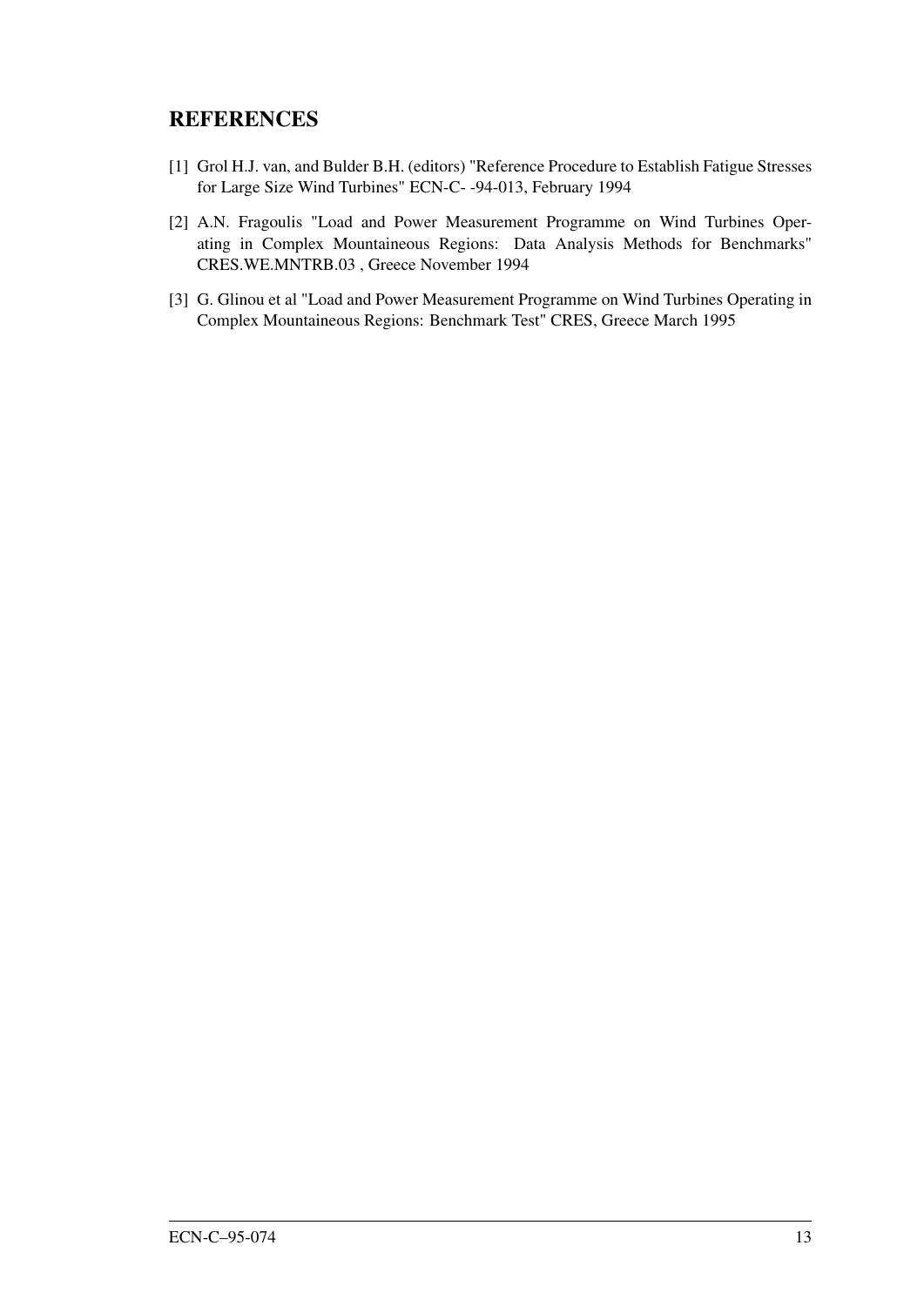# REFERENCES

[1] Grol H.J. van, and Bulder B.H. (editors) "Reference Procedure to Establish Fatigue Stresses for Large Size Wind Turbines" ECN-C- -94-013, February 1994

[2] A.N. Fragoulis "Load and Power Measurement Programme on Wind Turbines Operating in Complex Mountaineous Regions: Data Analysis Methods for Benchmarks" CRES.WE.MNTRB.03 , Greece November 1994

[3] G. Glinou et al "Load and Power Measurement Programme on Wind Turbines Operating in Complex Mountaineous Regions: Benchmark Test" CRES, Greece March 1995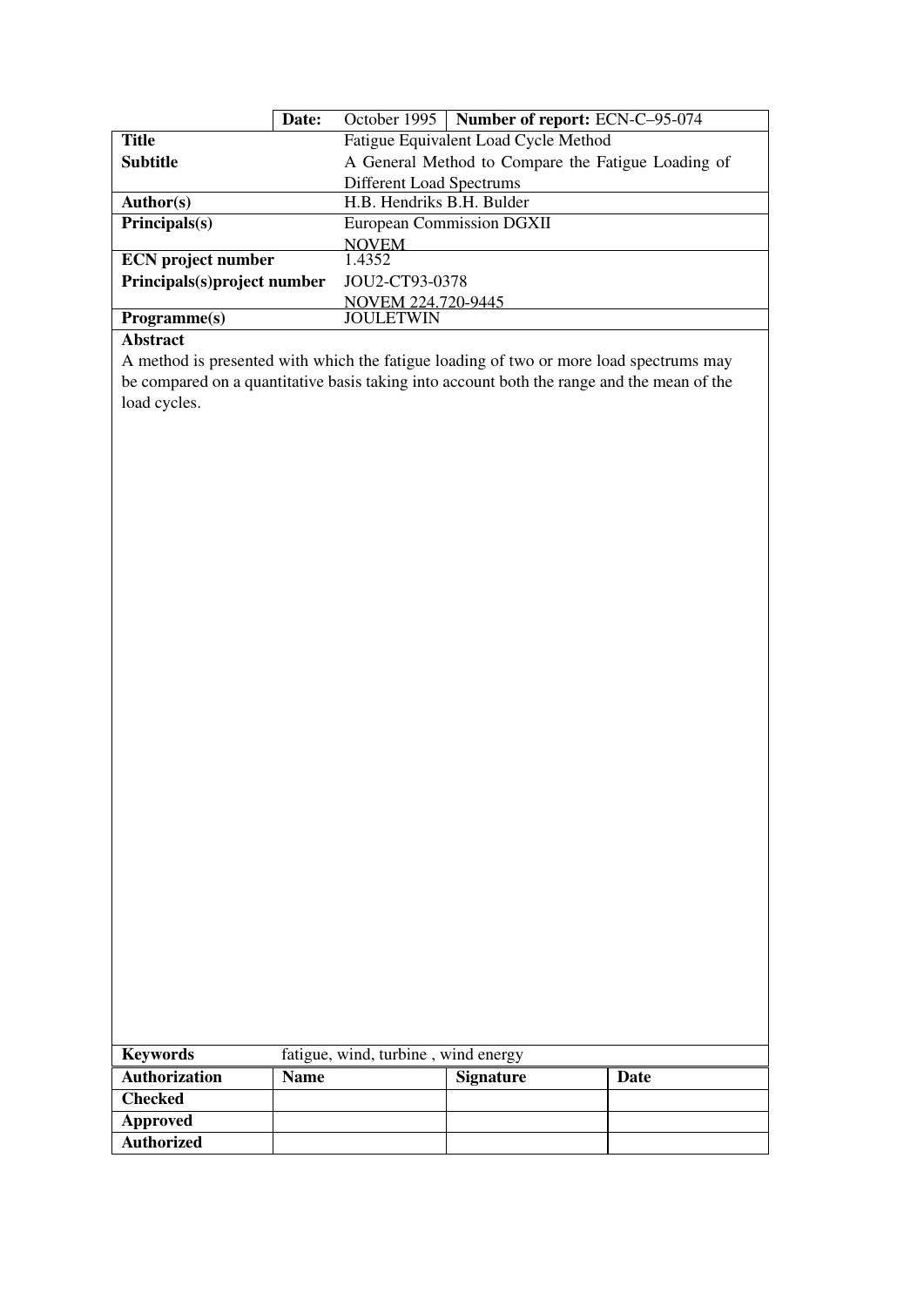| | Date: | October 1995 | Number of report: ECN-C–95-074 |
|---|---|---|---|
| **Title** | | Fatigue Equivalent Load Cycle Method | |
| **Subtitle** | | A General Method to Compare the Fatigue Loading of Different Load Spectrums | |
| **Author(s)** | | H.B. Hendriks B.H. Bulder | |
| **Principals(s)** | | European Commission DGXII<br>NOVEM | |
| **ECN project number** | | 1.4352 | |
| **Principals(s)project number** | | JOU2-CT93-0378<br>NOVEM 224.720-9445 | |
| **Programme(s)** | | JOULETWIN | |

**Abstract**

A method is presented with which the fatigue loading of two or more load spectrums may be compared on a quantitative basis taking into account both the range and the mean of the load cycles.

**Keywords** fatigue, wind, turbine , wind energy

| Authorization | Name | Signature | Date |
|---|---|---|---|
| **Checked** | | | |
| **Approved** | | | |
| **Authorized** | | | |